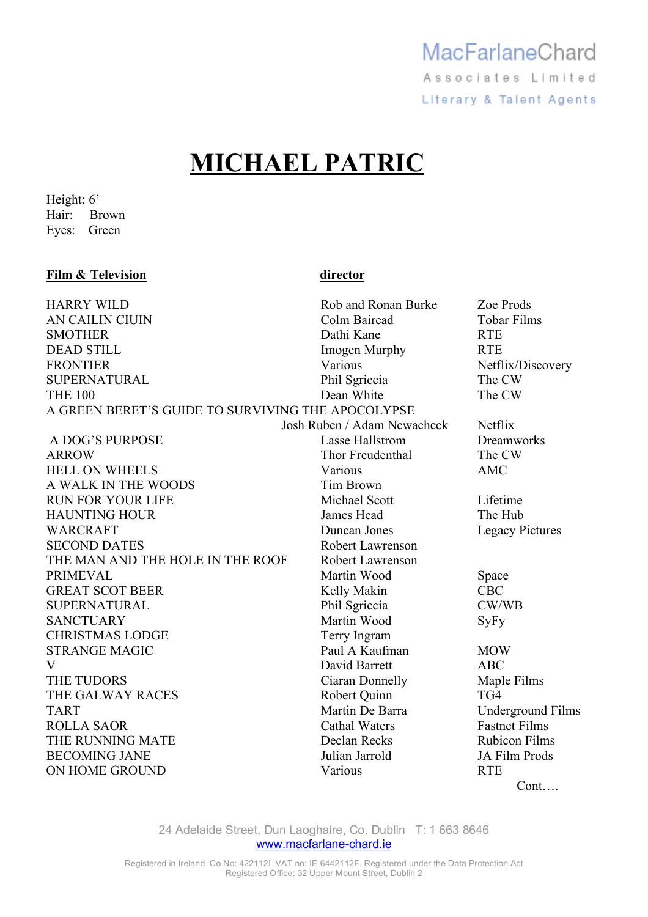MacFarlaneChard
Associates Limited
Literary & Talent Agents

# MICHAEL PATRIC

Height: 6'
Hair: Brown
Eyes: Green

| **Film & Television** | **director** | |
|---|---|---|
| HARRY WILD | Rob and Ronan Burke | Zoe Prods |
| AN CAILIN CIUIN | Colm Bairead | Tobar Films |
| SMOTHER | Dathi Kane | RTE |
| DEAD STILL | Imogen Murphy | RTE |
| FRONTIER | Various | Netflix/Discovery |
| SUPERNATURAL | Phil Sgriccia | The CW |
| THE 100 | Dean White | The CW |
| A GREEN BERET'S GUIDE TO SURVIVING THE APOCOLYPSE | Josh Ruben / Adam Newacheck | Netflix |
| A DOG'S PURPOSE | Lasse Hallstrom | Dreamworks |
| ARROW | Thor Freudenthal | The CW |
| HELL ON WHEELS | Various | AMC |
| A WALK IN THE WOODS | Tim Brown | |
| RUN FOR YOUR LIFE | Michael Scott | Lifetime |
| HAUNTING HOUR | James Head | The Hub |
| WARCRAFT | Duncan Jones | Legacy Pictures |
| SECOND DATES | Robert Lawrenson | |
| THE MAN AND THE HOLE IN THE ROOF | Robert Lawrenson | |
| PRIMEVAL | Martin Wood | Space |
| GREAT SCOT BEER | Kelly Makin | CBC |
| SUPERNATURAL | Phil Sgriccia | CW/WB |
| SANCTUARY | Martin Wood | SyFy |
| CHRISTMAS LODGE | Terry Ingram | |
| STRANGE MAGIC | Paul A Kaufman | MOW |
| V | David Barrett | ABC |
| THE TUDORS | Ciaran Donnelly | Maple Films |
| THE GALWAY RACES | Robert Quinn | TG4 |
| TART | Martin De Barra | Underground Films |
| ROLLA SAOR | Cathal Waters | Fastnet Films |
| THE RUNNING MATE | Declan Recks | Rubicon Films |
| BECOMING JANE | Julian Jarrold | JA Film Prods |
| ON HOME GROUND | Various | RTE |

Cont….

24 Adelaide Street, Dun Laoghaire, Co. Dublin T: 1 663 8646
www.macfarlane-chard.ie

Registered in Ireland Co No: 422112I VAT no: IE 6442112F. Registered under the Data Protection Act
Registered Office: 32 Upper Mount Street, Dublin 2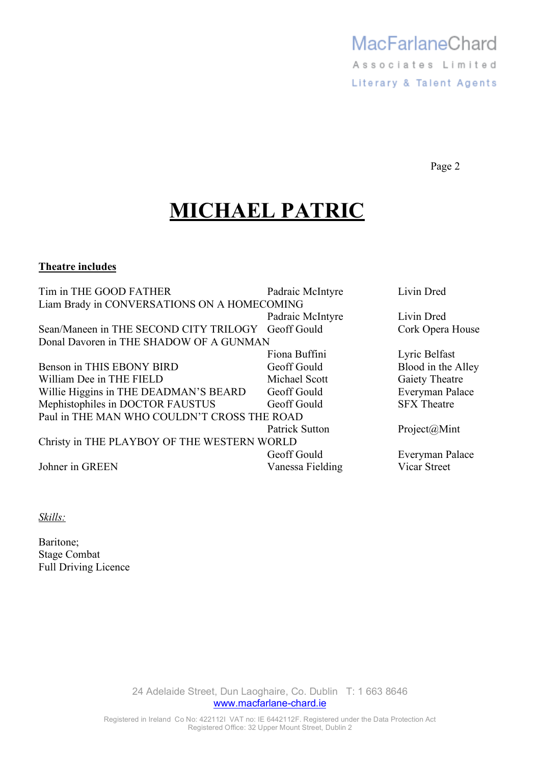MacFarlaneChard

Associates Limited

Literary & Talent Agents

# MICHAEL PATRIC

**Theatre includes**

| | | |
|---|---|---|
| Tim in THE GOOD FATHER | Padraic McIntyre | Livin Dred |
| Liam Brady in CONVERSATIONS ON A HOMECOMING | Padraic McIntyre | Livin Dred |
| Sean/Maneen in THE SECOND CITY TRILOGY | Geoff Gould | Cork Opera House |
| Donal Davoren in THE SHADOW OF A GUNMAN | Fiona Buffini | Lyric Belfast |
| Benson in THIS EBONY BIRD | Geoff Gould | Blood in the Alley |
| William Dee in THE FIELD | Michael Scott | Gaiety Theatre |
| Willie Higgins in THE DEADMAN'S BEARD | Geoff Gould | Everyman Palace |
| Mephistophiles in DOCTOR FAUSTUS | Geoff Gould | SFX Theatre |
| Paul in THE MAN WHO COULDN'T CROSS THE ROAD | Patrick Sutton | Project@Mint |
| Christy in THE PLAYBOY OF THE WESTERN WORLD | Geoff Gould | Everyman Palace |
| Johner in GREEN | Vanessa Fielding | Vicar Street |

*Skills:*

Baritone;
Stage Combat
Full Driving Licence

24 Adelaide Street, Dun Laoghaire, Co. Dublin T: 1 663 8646
www.macfarlane-chard.ie

Registered in Ireland Co No: 422112I VAT no: IE 6442112F. Registered under the Data Protection Act
Registered Office: 32 Upper Mount Street, Dublin 2